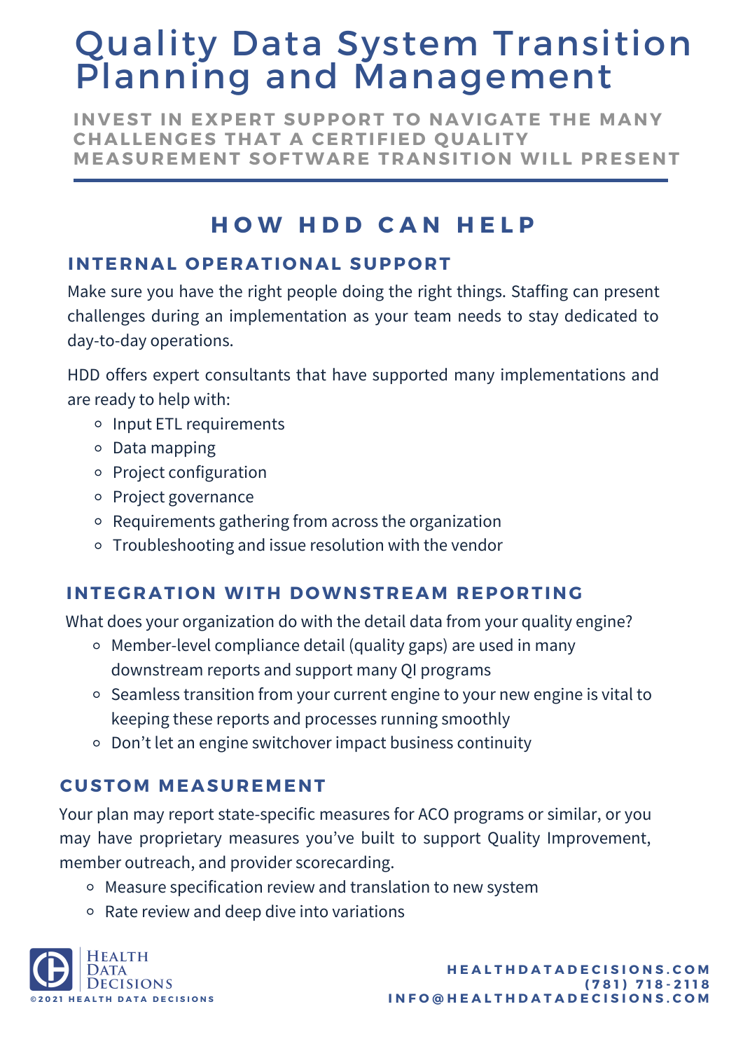# Quality Data System Transition Planning and Management

**INVEST IN EXPERT SUPPORT TO NAVIGATE THE MANY CHALLENGES THAT A CERTIFIED QUALITY MEASUREMENT SOFTWARE TRANSITION WILL PRESENT**

## HOW HDD CAN HELP

### INTERNAL OPERATIONAL SUPPORT

Make sure you have the right people doing the right things. Staffing can present challenges during an implementation as your team needs to stay dedicated to day-to-day operations.

HDD offers expert consultants that have supported many implementations and are ready to help with:

- Input ETL requirements
- Data mapping
- Project configuration
- Project governance
- Requirements gathering from across the organization
- Troubleshooting and issue resolution with the vendor

### INTEGRATION WITH DOWNSTREAM REPORTING

What does your organization do with the detail data from your quality engine?

- Member-level compliance detail (quality gaps) are used in many downstream reports and support many QI programs
- Seamless transition from your current engine to your new engine is vital to keeping these reports and processes running smoothly
- Don't let an engine switchover impact business continuity

### CUSTOM MEASUREMENT

Your plan may report state-specific measures for ACO programs or similar, or you may have proprietary measures you've built to support Quality Improvement, member outreach, and provider scorecarding.

- Measure specification review and translation to new system
- Rate review and deep dive into variations

Health Data Decisions

©2021 HEALTH DATA DECISIONS

HEALTHDATADECISIONS.COM
(781) 718-2118
INFO@HEALTHDATADECISIONS.COM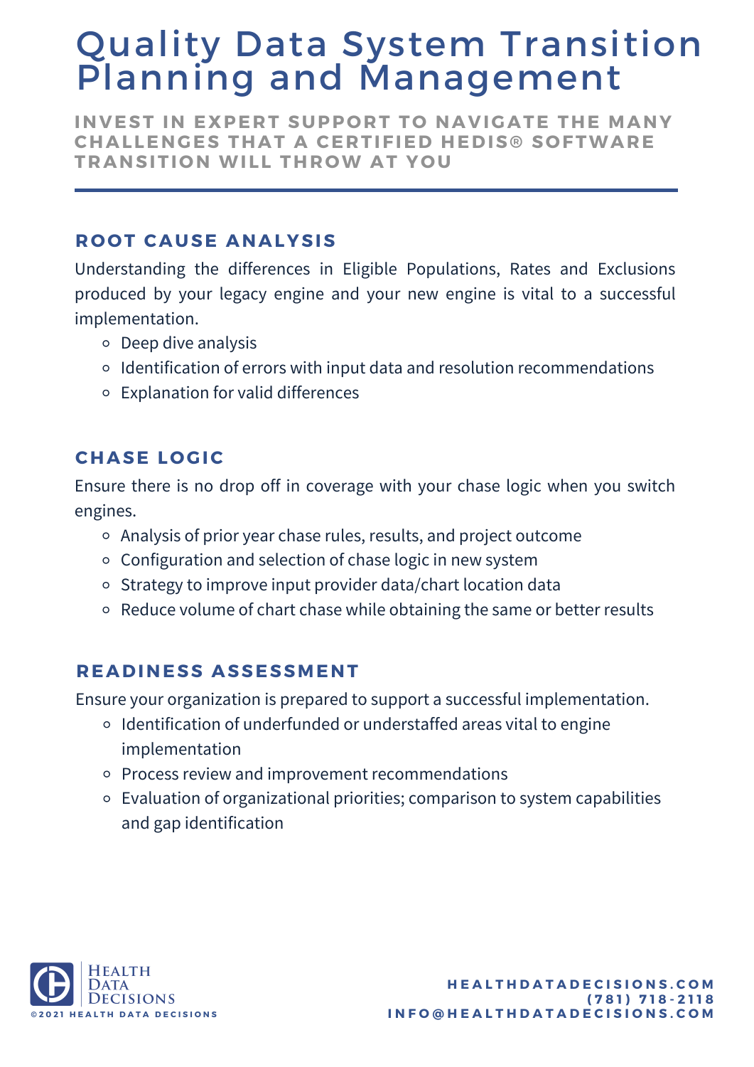# Quality Data System Transition Planning and Management

**INVEST IN EXPERT SUPPORT TO NAVIGATE THE MANY CHALLENGES THAT A CERTIFIED HEDIS® SOFTWARE TRANSITION WILL THROW AT YOU**

## ROOT CAUSE ANALYSIS

Understanding the differences in Eligible Populations, Rates and Exclusions produced by your legacy engine and your new engine is vital to a successful implementation.

- Deep dive analysis
- Identification of errors with input data and resolution recommendations
- Explanation for valid differences

## CHASE LOGIC

Ensure there is no drop off in coverage with your chase logic when you switch engines.

- Analysis of prior year chase rules, results, and project outcome
- Configuration and selection of chase logic in new system
- Strategy to improve input provider data/chart location data
- Reduce volume of chart chase while obtaining the same or better results

## READINESS ASSESSMENT

Ensure your organization is prepared to support a successful implementation.

- Identification of underfunded or understaffed areas vital to engine implementation
- Process review and improvement recommendations
- Evaluation of organizational priorities; comparison to system capabilities and gap identification

Health Data Decisions

©2021 HEALTH DATA DECISIONS

HEALTHDATADECISIONS.COM
(781) 718-2118
INFO@HEALTHDATADECISIONS.COM